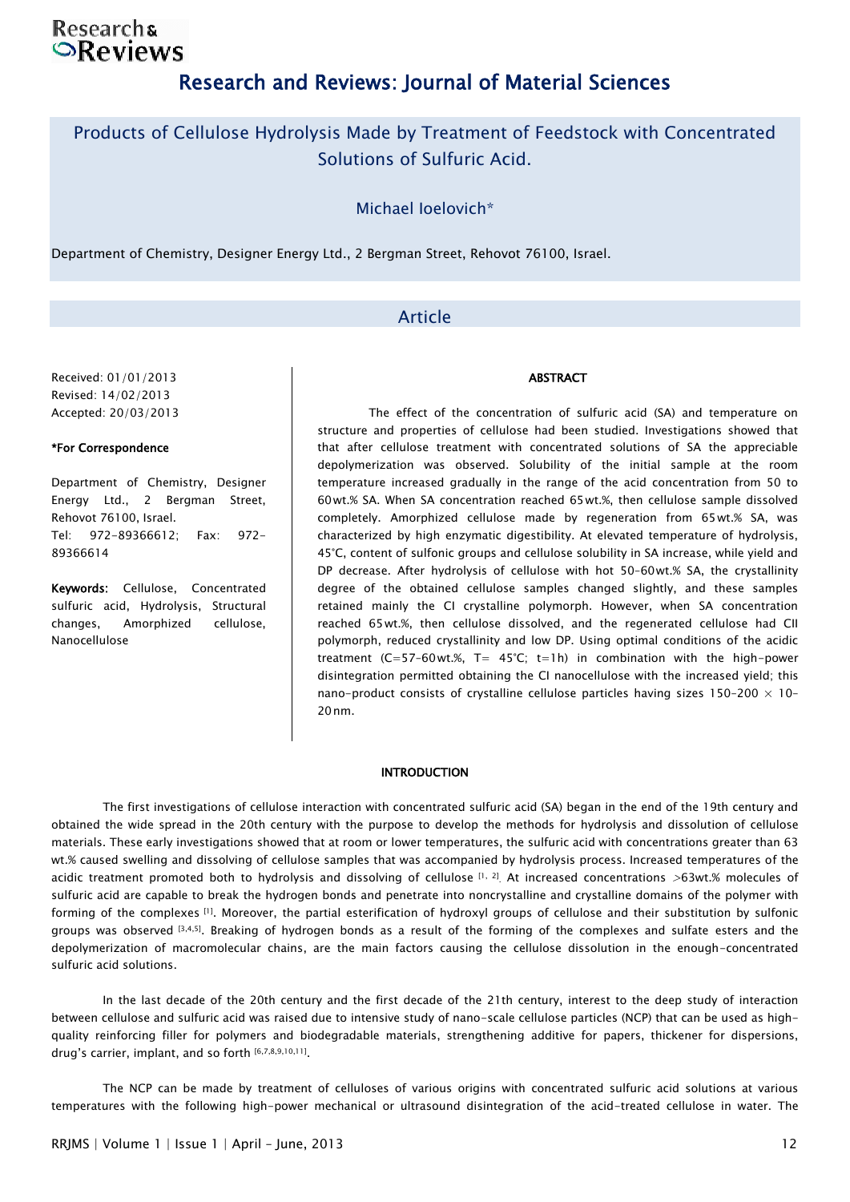# Research and Reviews: Journal of Material Sciences

## Products of Cellulose Hydrolysis Made by Treatment of Feedstock with Concentrated Solutions of Sulfuric Acid.

Michael Ioelovich*

Department of Chemistry, Designer Energy Ltd., 2 Bergman Street, Rehovot 76100, Israel.

## Article

Received: 01/01/2013
Revised: 14/02/2013
Accepted: 20/03/2013

**\*For Correspondence**

Department of Chemistry, Designer Energy Ltd., 2 Bergman Street, Rehovot 76100, Israel.
Tel: 972-89366612; Fax: 972-89366614

**Keywords:** Cellulose, Concentrated sulfuric acid, Hydrolysis, Structural changes, Amorphized cellulose, Nanocellulose

### ABSTRACT

The effect of the concentration of sulfuric acid (SA) and temperature on structure and properties of cellulose had been studied. Investigations showed that that after cellulose treatment with concentrated solutions of SA the appreciable depolymerization was observed. Solubility of the initial sample at the room temperature increased gradually in the range of the acid concentration from 50 to 60 wt.% SA. When SA concentration reached 65 wt.%, then cellulose sample dissolved completely. Amorphized cellulose made by regeneration from 65 wt.% SA, was characterized by high enzymatic digestibility. At elevated temperature of hydrolysis, 45°C, content of sulfonic groups and cellulose solubility in SA increase, while yield and DP decrease. After hydrolysis of cellulose with hot 50-60 wt.% SA, the crystallinity degree of the obtained cellulose samples changed slightly, and these samples retained mainly the CI crystalline polymorph. However, when SA concentration reached 65 wt.%, then cellulose dissolved, and the regenerated cellulose had CII polymorph, reduced crystallinity and low DP. Using optimal conditions of the acidic treatment (C=57-60 wt.%, T= 45°C; t=1h) in combination with the high-power disintegration permitted obtaining the CI nanocellulose with the increased yield; this nano-product consists of crystalline cellulose particles having sizes 150-200 × 10-20 nm.

### INTRODUCTION

The first investigations of cellulose interaction with concentrated sulfuric acid (SA) began in the end of the 19th century and obtained the wide spread in the 20th century with the purpose to develop the methods for hydrolysis and dissolution of cellulose materials. These early investigations showed that at room or lower temperatures, the sulfuric acid with concentrations greater than 63 wt.% caused swelling and dissolving of cellulose samples that was accompanied by hydrolysis process. Increased temperatures of the acidic treatment promoted both to hydrolysis and dissolving of cellulose [1, 2]. At increased concentrations >63wt.% molecules of sulfuric acid are capable to break the hydrogen bonds and penetrate into noncrystalline and crystalline domains of the polymer with forming of the complexes [1]. Moreover, the partial esterification of hydroxyl groups of cellulose and their substitution by sulfonic groups was observed [3,4,5]. Breaking of hydrogen bonds as a result of the forming of the complexes and sulfate esters and the depolymerization of macromolecular chains, are the main factors causing the cellulose dissolution in the enough-concentrated sulfuric acid solutions.

In the last decade of the 20th century and the first decade of the 21th century, interest to the deep study of interaction between cellulose and sulfuric acid was raised due to intensive study of nano-scale cellulose particles (NCP) that can be used as high-quality reinforcing filler for polymers and biodegradable materials, strengthening additive for papers, thickener for dispersions, drug's carrier, implant, and so forth [6,7,8,9,10,11].

The NCP can be made by treatment of celluloses of various origins with concentrated sulfuric acid solutions at various temperatures with the following high-power mechanical or ultrasound disintegration of the acid-treated cellulose in water. The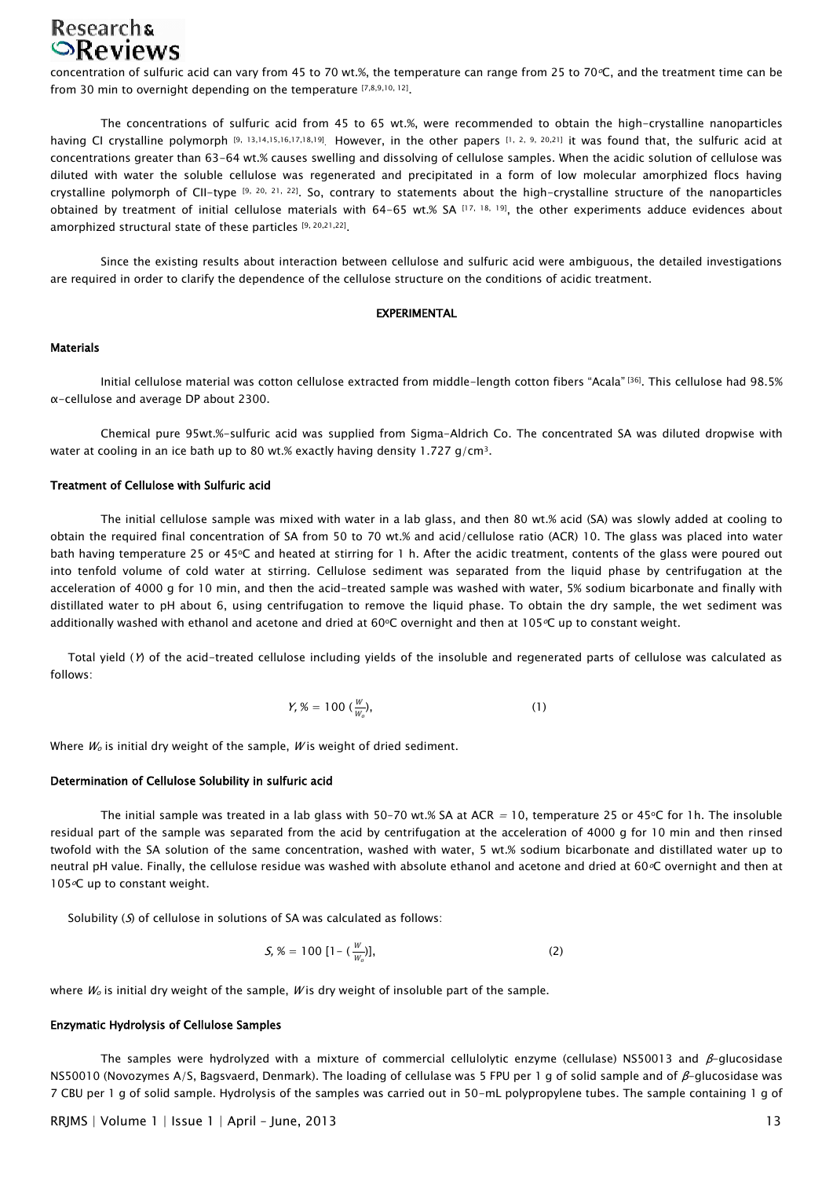concentration of sulfuric acid can vary from 45 to 70 wt.%, the temperature can range from 25 to 70°C, and the treatment time can be from 30 min to overnight depending on the temperature [7,8,9,10, 12].

The concentrations of sulfuric acid from 45 to 65 wt.%, were recommended to obtain the high-crystalline nanoparticles having CI crystalline polymorph [9, 13,14,15,16,17,18,19]. However, in the other papers [1, 2, 9, 20,21] it was found that, the sulfuric acid at concentrations greater than 63-64 wt.% causes swelling and dissolving of cellulose samples. When the acidic solution of cellulose was diluted with water the soluble cellulose was regenerated and precipitated in a form of low molecular amorphized flocs having crystalline polymorph of CII-type [9, 20, 21, 22]. So, contrary to statements about the high-crystalline structure of the nanoparticles obtained by treatment of initial cellulose materials with 64-65 wt.% SA [17, 18, 19], the other experiments adduce evidences about amorphized structural state of these particles [9, 20,21,22].

Since the existing results about interaction between cellulose and sulfuric acid were ambiguous, the detailed investigations are required in order to clarify the dependence of the cellulose structure on the conditions of acidic treatment.

## EXPERIMENTAL

### Materials

Initial cellulose material was cotton cellulose extracted from middle-length cotton fibers "Acala" [36]. This cellulose had 98.5% α-cellulose and average DP about 2300.

Chemical pure 95wt.%-sulfuric acid was supplied from Sigma-Aldrich Co. The concentrated SA was diluted dropwise with water at cooling in an ice bath up to 80 wt.% exactly having density 1.727 g/cm$^3$.

### Treatment of Cellulose with Sulfuric acid

The initial cellulose sample was mixed with water in a lab glass, and then 80 wt.% acid (SA) was slowly added at cooling to obtain the required final concentration of SA from 50 to 70 wt.% and acid/cellulose ratio (ACR) 10. The glass was placed into water bath having temperature 25 or 45°C and heated at stirring for 1 h. After the acidic treatment, contents of the glass were poured out into tenfold volume of cold water at stirring. Cellulose sediment was separated from the liquid phase by centrifugation at the acceleration of 4000 g for 10 min, and then the acid-treated sample was washed with water, 5% sodium bicarbonate and finally with distilled water to pH about 6, using centrifugation to remove the liquid phase. To obtain the dry sample, the wet sediment was additionally washed with ethanol and acetone and dried at 60°C overnight and then at 105°C up to constant weight.

Total yield ($Y$) of the acid-treated cellulose including yields of the insoluble and regenerated parts of cellulose was calculated as follows:

$$Y, \% = 100 \left(\frac{W}{W_o}\right), \qquad (1)$$

Where $W_o$ is initial dry weight of the sample, $W$ is weight of dried sediment.

### Determination of Cellulose Solubility in sulfuric acid

The initial sample was treated in a lab glass with 50-70 wt.% SA at ACR = 10, temperature 25 or 45°C for 1h. The insoluble residual part of the sample was separated from the acid by centrifugation at the acceleration of 4000 g for 10 min and then rinsed twofold with the SA solution of the same concentration, washed with water, 5 wt.% sodium bicarbonate and distilled water up to neutral pH value. Finally, the cellulose residue was washed with absolute ethanol and acetone and dried at 60°C overnight and then at 105°C up to constant weight.

Solubility ($S$) of cellulose in solutions of SA was calculated as follows:

$$S, \% = 100 \left[1 - \left(\frac{W}{W_o}\right)\right], \qquad (2)$$

where $W_o$ is initial dry weight of the sample, $W$ is dry weight of insoluble part of the sample.

### Enzymatic Hydrolysis of Cellulose Samples

The samples were hydrolyzed with a mixture of commercial cellulolytic enzyme (cellulase) NS50013 and $\beta$-glucosidase NS50010 (Novozymes A/S, Bagsvaerd, Denmark). The loading of cellulase was 5 FPU per 1 g of solid sample and of $\beta$-glucosidase was 7 CBU per 1 g of solid sample. Hydrolysis of the samples was carried out in 50-mL polypropylene tubes. The sample containing 1 g of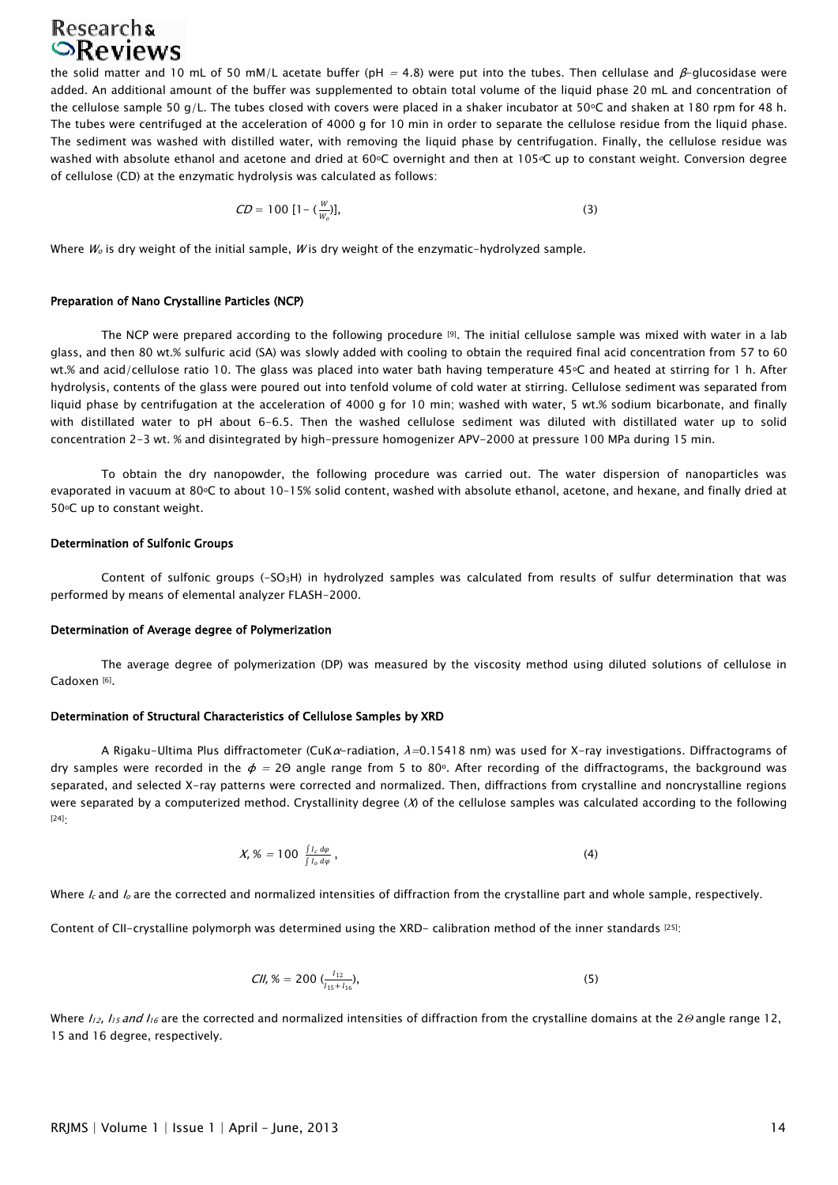the solid matter and 10 mL of 50 mM/L acetate buffer (pH = 4.8) were put into the tubes. Then cellulase and $\beta$-glucosidase were added. An additional amount of the buffer was supplemented to obtain total volume of the liquid phase 20 mL and concentration of the cellulose sample 50 g/L. The tubes closed with covers were placed in a shaker incubator at 50°C and shaken at 180 rpm for 48 h. The tubes were centrifuged at the acceleration of 4000 g for 10 min in order to separate the cellulose residue from the liquid phase. The sediment was washed with distilled water, with removing the liquid phase by centrifugation. Finally, the cellulose residue was washed with absolute ethanol and acetone and dried at 60°C overnight and then at 105°C up to constant weight. Conversion degree of cellulose (CD) at the enzymatic hydrolysis was calculated as follows:

$$CD = 100\ [1 - (\frac{W}{W_o})], \tag{3}$$

Where $W_o$ is dry weight of the initial sample, $W$ is dry weight of the enzymatic-hydrolyzed sample.

#### Preparation of Nano Crystalline Particles (NCP)

The NCP were prepared according to the following procedure [9]. The initial cellulose sample was mixed with water in a lab glass, and then 80 wt.% sulfuric acid (SA) was slowly added with cooling to obtain the required final acid concentration from 57 to 60 wt.% and acid/cellulose ratio 10. The glass was placed into water bath having temperature 45°C and heated at stirring for 1 h. After hydrolysis, contents of the glass were poured out into tenfold volume of cold water at stirring. Cellulose sediment was separated from liquid phase by centrifugation at the acceleration of 4000 g for 10 min; washed with water, 5 wt.% sodium bicarbonate, and finally with distilled water to pH about 6-6.5. Then the washed cellulose sediment was diluted with distilled water up to solid concentration 2-3 wt. % and disintegrated by high-pressure homogenizer APV-2000 at pressure 100 MPa during 15 min.

To obtain the dry nanopowder, the following procedure was carried out. The water dispersion of nanoparticles was evaporated in vacuum at 80°C to about 10-15% solid content, washed with absolute ethanol, acetone, and hexane, and finally dried at 50°C up to constant weight.

#### Determination of Sulfonic Groups

Content of sulfonic groups ($-SO_3H$) in hydrolyzed samples was calculated from results of sulfur determination that was performed by means of elemental analyzer FLASH-2000.

#### Determination of Average degree of Polymerization

The average degree of polymerization (DP) was measured by the viscosity method using diluted solutions of cellulose in Cadoxen [6].

#### Determination of Structural Characteristics of Cellulose Samples by XRD

A Rigaku-Ultima Plus diffractometer (CuK$\alpha$-radiation, $\lambda$=0.15418 nm) was used for X-ray investigations. Diffractograms of dry samples were recorded in the $\phi = 2\Theta$ angle range from 5 to 80°. After recording of the diffractograms, the background was separated, and selected X-ray patterns were corrected and normalized. Then, diffractions from crystalline and noncrystalline regions were separated by a computerized method. Crystallinity degree ($X$) of the cellulose samples was calculated according to the following [24]:

$$X, \% = 100\ \frac{\int I_c\, d\varphi}{\int I_o\, d\varphi}, \tag{4}$$

Where $I_c$ and $I_o$ are the corrected and normalized intensities of diffraction from the crystalline part and whole sample, respectively.

Content of CII-crystalline polymorph was determined using the XRD- calibration method of the inner standards [25]:

$$CII, \% = 200\ (\frac{I_{12}}{I_{15} + I_{16}}), \tag{5}$$

Where $I_{12}$, $I_{15}$ and $I_{16}$ are the corrected and normalized intensities of diffraction from the crystalline domains at the $2\Theta$ angle range 12, 15 and 16 degree, respectively.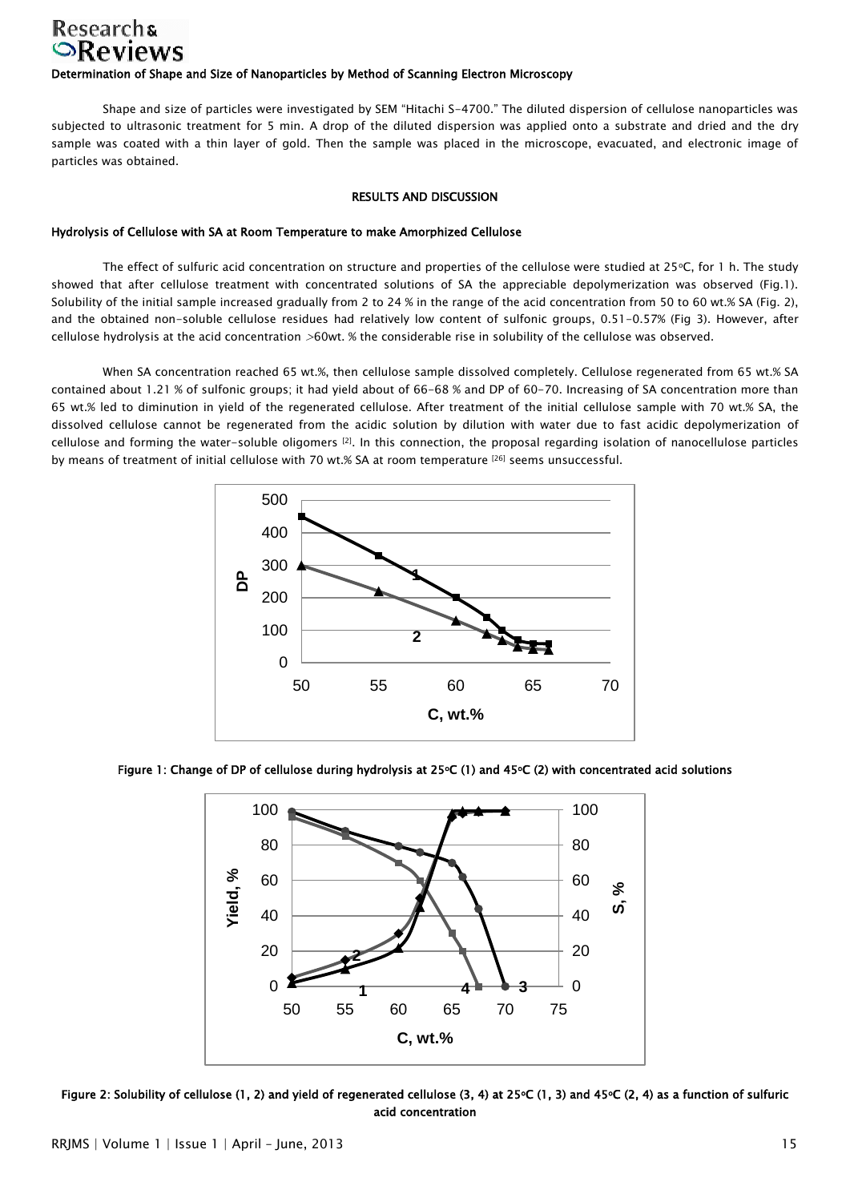### Determination of Shape and Size of Nanoparticles by Method of Scanning Electron Microscopy

Shape and size of particles were investigated by SEM "Hitachi S-4700." The diluted dispersion of cellulose nanoparticles was subjected to ultrasonic treatment for 5 min. A drop of the diluted dispersion was applied onto a substrate and dried and the dry sample was coated with a thin layer of gold. Then the sample was placed in the microscope, evacuated, and electronic image of particles was obtained.

## RESULTS AND DISCUSSION

### Hydrolysis of Cellulose with SA at Room Temperature to make Amorphized Cellulose

The effect of sulfuric acid concentration on structure and properties of the cellulose were studied at 25°C, for 1 h. The study showed that after cellulose treatment with concentrated solutions of SA the appreciable depolymerization was observed (Fig.1). Solubility of the initial sample increased gradually from 2 to 24 % in the range of the acid concentration from 50 to 60 wt.% SA (Fig. 2), and the obtained non-soluble cellulose residues had relatively low content of sulfonic groups, 0.51-0.57% (Fig 3). However, after cellulose hydrolysis at the acid concentration >60wt. % the considerable rise in solubility of the cellulose was observed.

When SA concentration reached 65 wt.%, then cellulose sample dissolved completely. Cellulose regenerated from 65 wt.% SA contained about 1.21 % of sulfonic groups; it had yield about of 66-68 % and DP of 60-70. Increasing of SA concentration more than 65 wt.% led to diminution in yield of the regenerated cellulose. After treatment of the initial cellulose sample with 70 wt.% SA, the dissolved cellulose cannot be regenerated from the acidic solution by dilution with water due to fast acidic depolymerization of cellulose and forming the water-soluble oligomers [2]. In this connection, the proposal regarding isolation of nanocellulose particles by means of treatment of initial cellulose with 70 wt.% SA at room temperature [26] seems unsuccessful.

Figure 1: Change of DP of cellulose during hydrolysis at 25°C (1) and 45°C (2) with concentrated acid solutions

Figure 2: Solubility of cellulose (1, 2) and yield of regenerated cellulose (3, 4) at 25°C (1, 3) and 45°C (2, 4) as a function of sulfuric acid concentration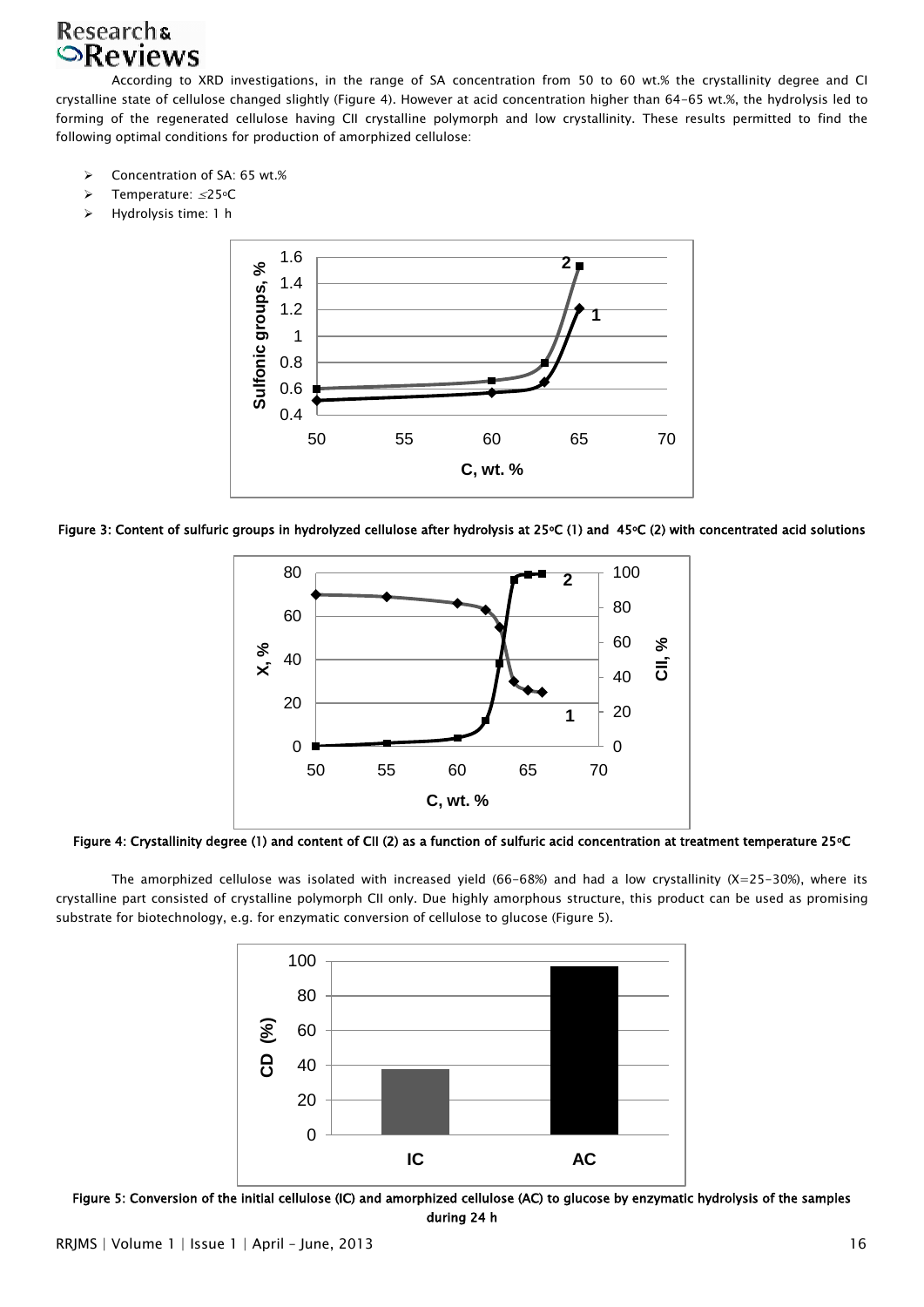According to XRD investigations, in the range of SA concentration from 50 to 60 wt.% the crystallinity degree and CI crystalline state of cellulose changed slightly (Figure 4). However at acid concentration higher than 64-65 wt.%, the hydrolysis led to forming of the regenerated cellulose having CII crystalline polymorph and low crystallinity. These results permitted to find the following optimal conditions for production of amorphized cellulose:

- Concentration of SA: 65 wt.%
- Temperature: ≤25°C
- Hydrolysis time: 1 h

Figure 3: Content of sulfuric groups in hydrolyzed cellulose after hydrolysis at 25°C (1) and 45°C (2) with concentrated acid solutions

Figure 4: Crystallinity degree (1) and content of CII (2) as a function of sulfuric acid concentration at treatment temperature 25°C

The amorphized cellulose was isolated with increased yield (66-68%) and had a low crystallinity (X=25-30%), where its crystalline part consisted of crystalline polymorph CII only. Due highly amorphous structure, this product can be used as promising substrate for biotechnology, e.g. for enzymatic conversion of cellulose to glucose (Figure 5).

Figure 5: Conversion of the initial cellulose (IC) and amorphized cellulose (AC) to glucose by enzymatic hydrolysis of the samples during 24 h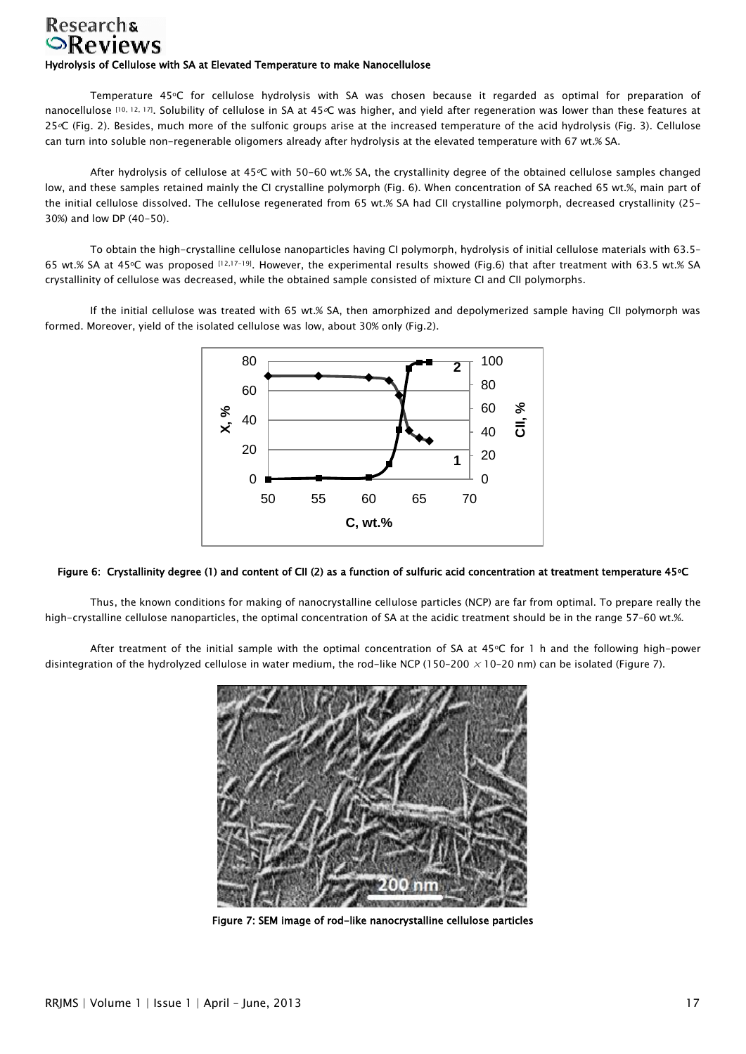### Hydrolysis of Cellulose with SA at Elevated Temperature to make Nanocellulose

Temperature 45°C for cellulose hydrolysis with SA was chosen because it regarded as optimal for preparation of nanocellulose [10, 12, 17]. Solubility of cellulose in SA at 45°C was higher, and yield after regeneration was lower than these features at 25°C (Fig. 2). Besides, much more of the sulfonic groups arise at the increased temperature of the acid hydrolysis (Fig. 3). Cellulose can turn into soluble non-regenerable oligomers already after hydrolysis at the elevated temperature with 67 wt.% SA.

After hydrolysis of cellulose at 45°C with 50-60 wt.% SA, the crystallinity degree of the obtained cellulose samples changed low, and these samples retained mainly the CI crystalline polymorph (Fig. 6). When concentration of SA reached 65 wt.%, main part of the initial cellulose dissolved. The cellulose regenerated from 65 wt.% SA had CII crystalline polymorph, decreased crystallinity (25-30%) and low DP (40-50).

To obtain the high-crystalline cellulose nanoparticles having CI polymorph, hydrolysis of initial cellulose materials with 63.5-65 wt.% SA at 45°C was proposed [12,17-19]. However, the experimental results showed (Fig.6) that after treatment with 63.5 wt.% SA crystallinity of cellulose was decreased, while the obtained sample consisted of mixture CI and CII polymorphs.

If the initial cellulose was treated with 65 wt.% SA, then amorphized and depolymerized sample having CII polymorph was formed. Moreover, yield of the isolated cellulose was low, about 30% only (Fig.2).

**Figure 6: Crystallinity degree (1) and content of CII (2) as a function of sulfuric acid concentration at treatment temperature 45°C**

Thus, the known conditions for making of nanocrystalline cellulose particles (NCP) are far from optimal. To prepare really the high-crystalline cellulose nanoparticles, the optimal concentration of SA at the acidic treatment should be in the range 57-60 wt.%.

After treatment of the initial sample with the optimal concentration of SA at 45°C for 1 h and the following high-power disintegration of the hydrolyzed cellulose in water medium, the rod-like NCP (150-200 $\times$ 10-20 nm) can be isolated (Figure 7).

**Figure 7: SEM image of rod-like nanocrystalline cellulose particles**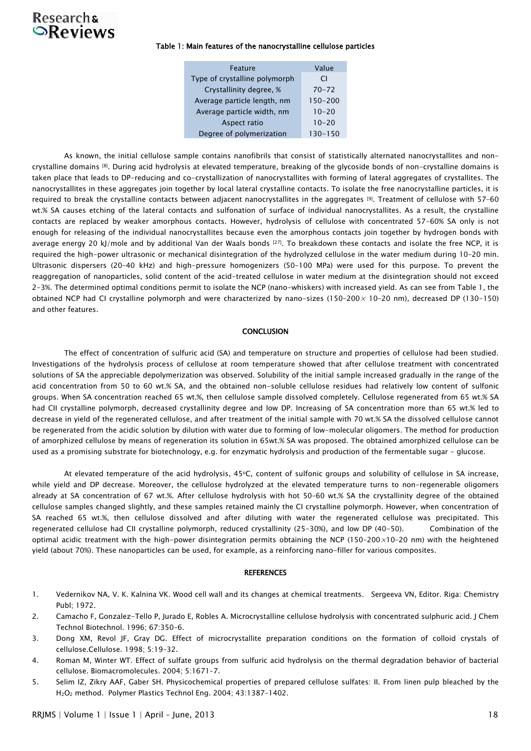**Table 1: Main features of the nanocrystalline cellulose particles**

| Feature | Value |
|---|---|
| Type of crystalline polymorph | CI |
| Crystallinity degree, % | 70–72 |
| Average particle length, nm | 150–200 |
| Average particle width, nm | 10–20 |
| Aspect ratio | 10–20 |
| Degree of polymerization | 130–150 |

As known, the initial cellulose sample contains nanofibrils that consist of statistically alternated nanocrystallites and non-crystalline domains [8]. During acid hydrolysis at elevated temperature, breaking of the glycoside bonds of non-crystalline domains is taken place that leads to DP-reducing and co-crystallization of nanocrystallites with forming of lateral aggregates of crystallites. The nanocrystallites in these aggregates join together by local lateral crystalline contacts. To isolate the free nanocrystalline particles, it is required to break the crystalline contacts between adjacent nanocrystallites in the aggregates [9]. Treatment of cellulose with 57-60 wt.% SA causes etching of the lateral contacts and sulfonation of surface of individual nanocrystallites. As a result, the crystalline contacts are replaced by weaker amorphous contacts. However, hydrolysis of cellulose with concentrated 57-60% SA only is not enough for releasing of the individual nanocrystallites because even the amorphous contacts join together by hydrogen bonds with average energy 20 kJ/mole and by additional Van der Waals bonds [27]. To breakdown these contacts and isolate the free NCP, it is required the high-power ultrasonic or mechanical disintegration of the hydrolyzed cellulose in the water medium during 10-20 min. Ultrasonic dispersers (20-40 kHz) and high-pressure homogenizers (50-100 MPa) were used for this purpose. To prevent the reaggregation of nanoparticles, solid content of the acid-treated cellulose in water medium at the disintegration should not exceed 2-3%. The determined optimal conditions permit to isolate the NCP (nano-whiskers) with increased yield. As can see from Table 1, the obtained NCP had CI crystalline polymorph and were characterized by nano-sizes (150-200 $\times$ 10-20 nm), decreased DP (130-150) and other features.

## CONCLUSION

The effect of concentration of sulfuric acid (SA) and temperature on structure and properties of cellulose had been studied. Investigations of the hydrolysis process of cellulose at room temperature showed that after cellulose treatment with concentrated solutions of SA the appreciable depolymerization was observed. Solubility of the initial sample increased gradually in the range of the acid concentration from 50 to 60 wt.% SA, and the obtained non-soluble cellulose residues had relatively low content of sulfonic groups. When SA concentration reached 65 wt.%, then cellulose sample dissolved completely. Cellulose regenerated from 65 wt.% SA had CII crystalline polymorph, decreased crystallinity degree and low DP. Increasing of SA concentration more than 65 wt.% led to decrease in yield of the regenerated cellulose, and after treatment of the initial sample with 70 wt.% SA the dissolved cellulose cannot be regenerated from the acidic solution by dilution with water due to forming of low-molecular oligomers. The method for production of amorphized cellulose by means of regeneration its solution in 65wt.% SA was proposed. The obtained amorphized cellulose can be used as a promising substrate for biotechnology, e.g. for enzymatic hydrolysis and production of the fermentable sugar - glucose.

At elevated temperature of the acid hydrolysis, 45°C, content of sulfonic groups and solubility of cellulose in SA increase, while yield and DP decrease. Moreover, the cellulose hydrolyzed at the elevated temperature turns to non-regenerable oligomers already at SA concentration of 67 wt.%. After cellulose hydrolysis with hot 50-60 wt.% SA the crystallinity degree of the obtained cellulose samples changed slightly, and these samples retained mainly the CI crystalline polymorph. However, when concentration of SA reached 65 wt.%, then cellulose dissolved and after diluting with water the regenerated cellulose was precipitated. This regenerated cellulose had CII crystalline polymorph, reduced crystallinity (25-30%), and low DP (40-50). Combination of the optimal acidic treatment with the high-power disintegration permits obtaining the NCP (150-200 $\times$ 10-20 nm) with the heightened yield (about 70%). These nanoparticles can be used, for example, as a reinforcing nano-filler for various composites.

## REFERENCES

1. Vedernikov NA, V. K. Kalnina VK. Wood cell wall and its changes at chemical treatments. Sergeeva VN, Editor. Riga: Chemistry Publ; 1972.
2. Camacho F, Gonzalez-Tello P, Jurado E, Robles A. Microcrystalline cellulose hydrolysis with concentrated sulphuric acid. J Chem Technol Biotechnol. 1996; 67:350-6.
3. Dong XM, Revol JF, Gray DG. Effect of microcrystallite preparation conditions on the formation of colloid crystals of cellulose.Cellulose. 1998; 5:19-32.
4. Roman M, Winter WT. Effect of sulfate groups from sulfuric acid hydrolysis on the thermal degradation behavior of bacterial cellulose. Biomacromolecules. 2004; 5:1671-7.
5. Selim IZ, Zikry AAF, Gaber SH. Physicochemical properties of prepared cellulose sulfates: II. From linen pulp bleached by the $H_2O_2$ method. Polymer Plastics Technol Eng. 2004; 43:1387-1402.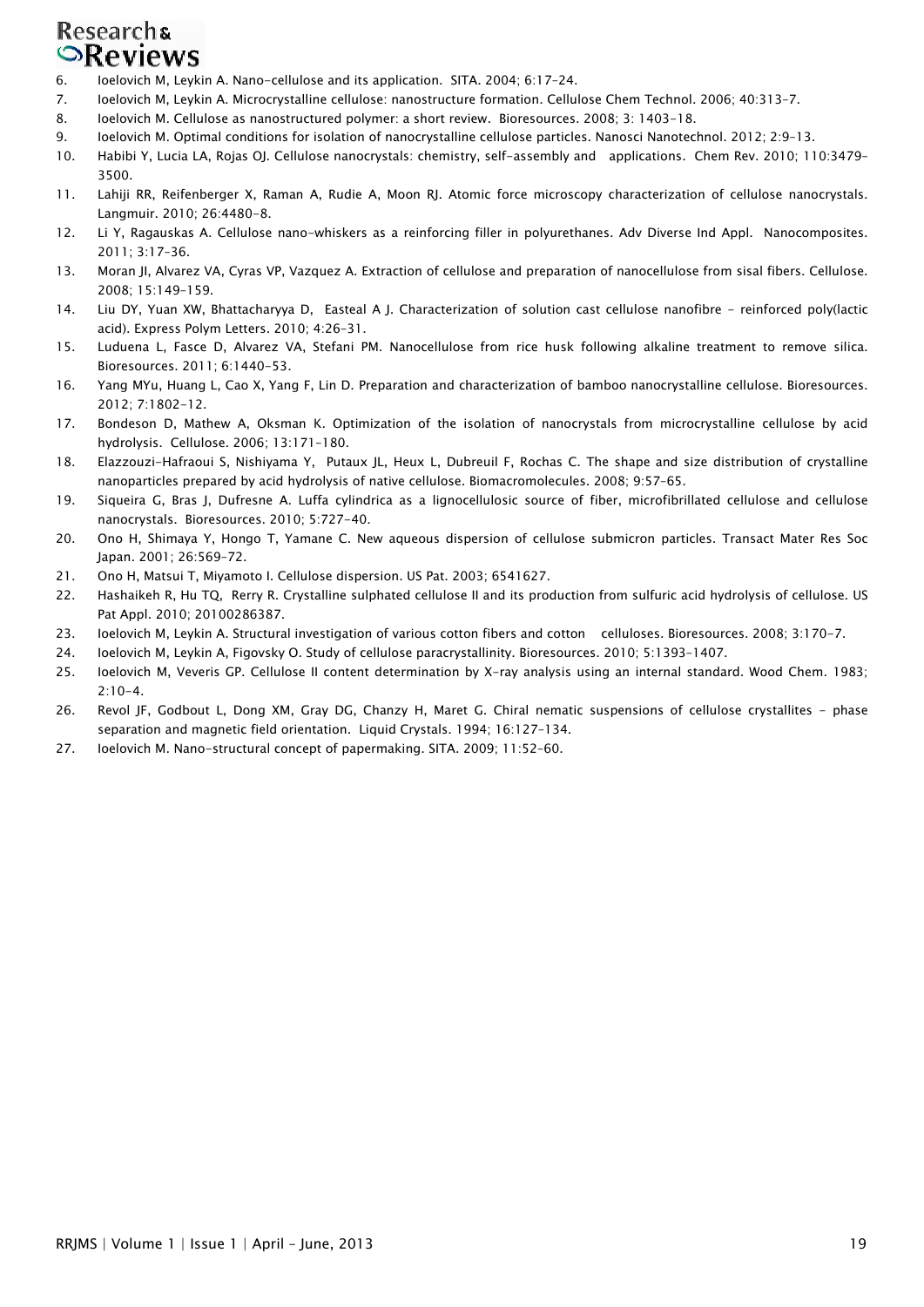6. Ioelovich M, Leykin A. Nano-cellulose and its application. SITA. 2004; 6:17–24.
7. Ioelovich M, Leykin A. Microcrystalline cellulose: nanostructure formation. Cellulose Chem Technol. 2006; 40:313–7.
8. Ioelovich M. Cellulose as nanostructured polymer: a short review. Bioresources. 2008; 3: 1403–18.
9. Ioelovich M. Optimal conditions for isolation of nanocrystalline cellulose particles. Nanosci Nanotechnol. 2012; 2:9–13.
10. Habibi Y, Lucia LA, Rojas OJ. Cellulose nanocrystals: chemistry, self-assembly and applications. Chem Rev. 2010; 110:3479–3500.
11. Lahiji RR, Reifenberger X, Raman A, Rudie A, Moon RJ. Atomic force microscopy characterization of cellulose nanocrystals. Langmuir. 2010; 26:4480-8.
12. Li Y, Ragauskas A. Cellulose nano-whiskers as a reinforcing filler in polyurethanes. Adv Diverse Ind Appl. Nanocomposites. 2011; 3:17–36.
13. Moran JI, Alvarez VA, Cyras VP, Vazquez A. Extraction of cellulose and preparation of nanocellulose from sisal fibers. Cellulose. 2008; 15:149–159.
14. Liu DY, Yuan XW, Bhattacharyya D, Easteal A J. Characterization of solution cast cellulose nanofibre - reinforced poly(lactic acid). Express Polym Letters. 2010; 4:26–31.
15. Luduena L, Fasce D, Alvarez VA, Stefani PM. Nanocellulose from rice husk following alkaline treatment to remove silica. Bioresources. 2011; 6:1440-53.
16. Yang MYu, Huang L, Cao X, Yang F, Lin D. Preparation and characterization of bamboo nanocrystalline cellulose. Bioresources. 2012; 7:1802-12.
17. Bondeson D, Mathew A, Oksman K. Optimization of the isolation of nanocrystals from microcrystalline cellulose by acid hydrolysis. Cellulose. 2006; 13:171–180.
18. Elazzouzi-Hafraoui S, Nishiyama Y, Putaux JL, Heux L, Dubreuil F, Rochas C. The shape and size distribution of crystalline nanoparticles prepared by acid hydrolysis of native cellulose. Biomacromolecules. 2008; 9:57–65.
19. Siqueira G, Bras J, Dufresne A. Luffa cylindrica as a lignocellulosic source of fiber, microfibrillated cellulose and cellulose nanocrystals. Bioresources. 2010; 5:727-40.
20. Ono H, Shimaya Y, Hongo T, Yamane C. New aqueous dispersion of cellulose submicron particles. Transact Mater Res Soc Japan. 2001; 26:569–72.
21. Ono H, Matsui T, Miyamoto I. Cellulose dispersion. US Pat. 2003; 6541627.
22. Hashaikeh R, Hu TQ, Rerry R. Crystalline sulphated cellulose II and its production from sulfuric acid hydrolysis of cellulose. US Pat Appl. 2010; 20100286387.
23. Ioelovich M, Leykin A. Structural investigation of various cotton fibers and cotton celluloses. Bioresources. 2008; 3:170-7.
24. Ioelovich M, Leykin A, Figovsky O. Study of cellulose paracrystallinity. Bioresources. 2010; 5:1393–1407.
25. Ioelovich M, Veveris GP. Cellulose II content determination by X-ray analysis using an internal standard. Wood Chem. 1983; 2:10-4.
26. Revol JF, Godbout L, Dong XM, Gray DG, Chanzy H, Maret G. Chiral nematic suspensions of cellulose crystallites - phase separation and magnetic field orientation. Liquid Crystals. 1994; 16:127–134.
27. Ioelovich M. Nano-structural concept of papermaking. SITA. 2009; 11:52–60.